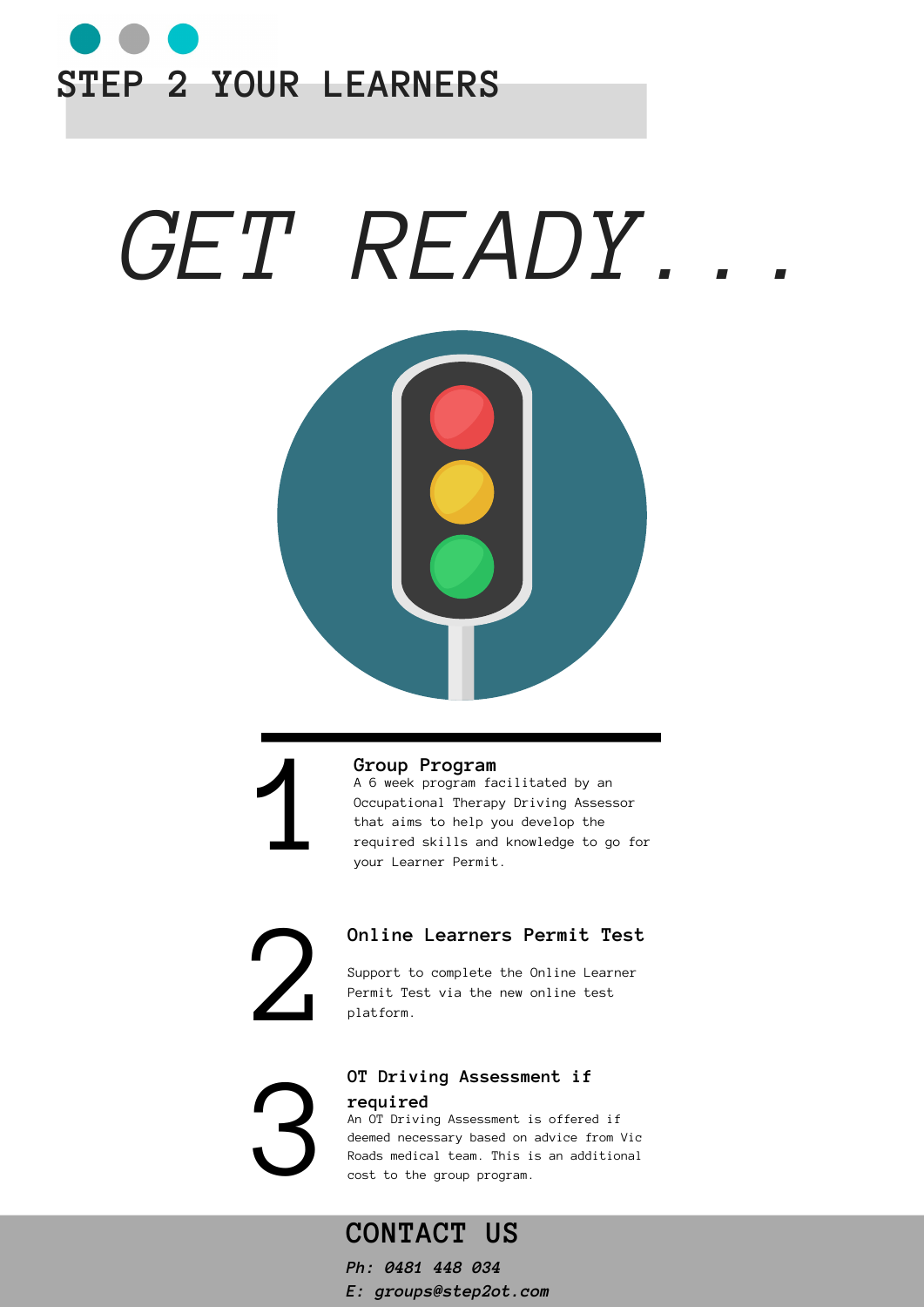# STEP 2 YOUR LEARNERS

# *GET READY...*

## 1 Group Program

A 6 week program facilitated by an Occupational Therapy Driving Assessor that aims to help you develop the required skills and knowledge to go for your Learner Permit.

## 2 Online Learners Permit Test

Support to complete the Online Learner Permit Test via the new online test platform.

## 3 OT Driving Assessment if required

An OT Driving Assessment is offered if deemed necessary based on advice from Vic Roads medical team. This is an additional cost to the group program.

## CONTACT US

***Ph: 0481 448 034***

***E: groups@step2ot.com***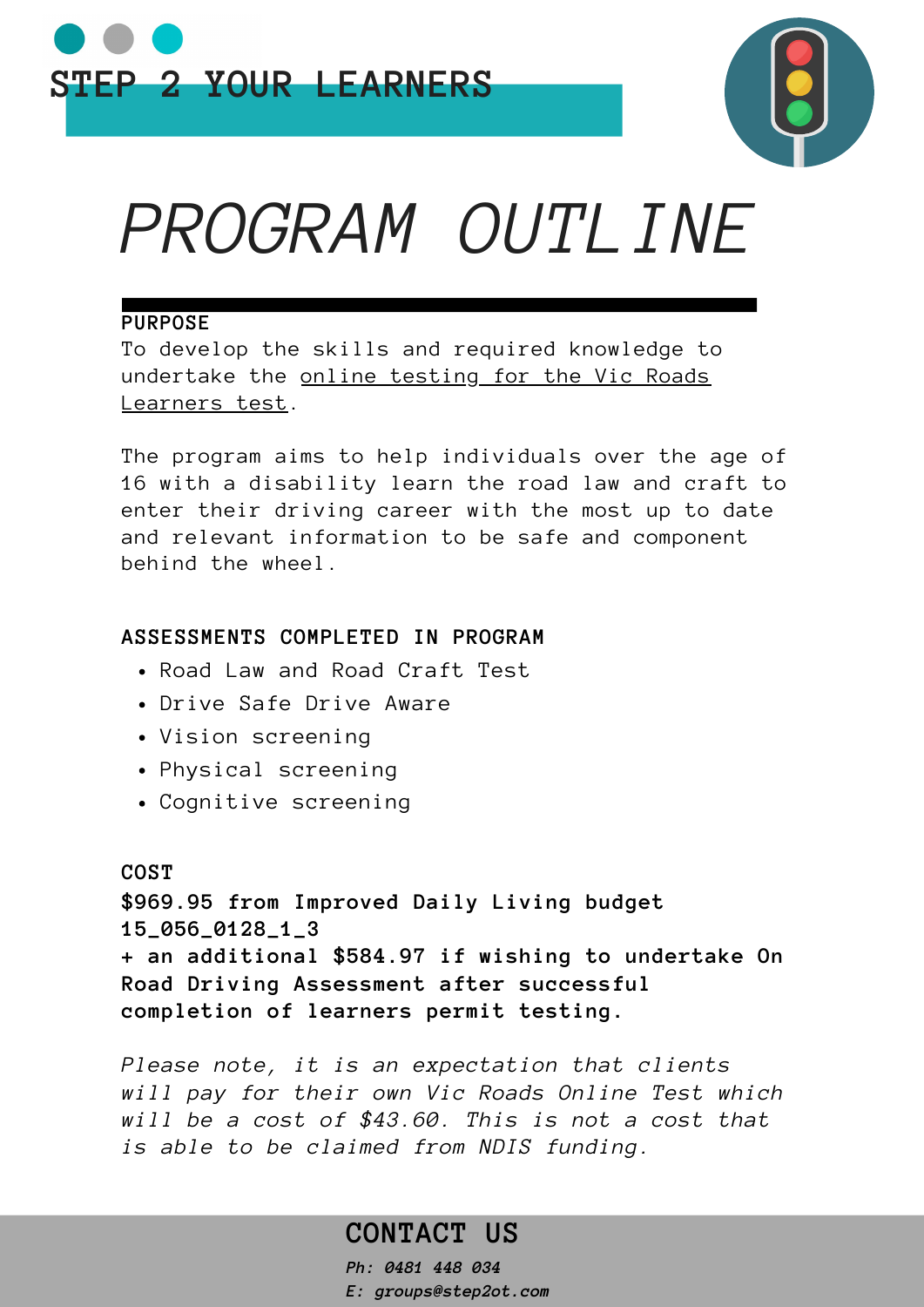# STEP 2 YOUR LEARNERS

# *PROGRAM OUTLINE*

**PURPOSE**

To develop the skills and required knowledge to undertake the online testing for the Vic Roads Learners test.

The program aims to help individuals over the age of 16 with a disability learn the road law and craft to enter their driving career with the most up to date and relevant information to be safe and component behind the wheel.

**ASSESSMENTS COMPLETED IN PROGRAM**

- Road Law and Road Craft Test
- Drive Safe Drive Aware
- Vision screening
- Physical screening
- Cognitive screening

**COST**

**$969.95 from Improved Daily Living budget 15_056_0128_1_3**
**+ an additional $584.97 if wishing to undertake On Road Driving Assessment after successful completion of learners permit testing.**

*Please note, it is an expectation that clients will pay for their own Vic Roads Online Test which will be a cost of $43.60. This is not a cost that is able to be claimed from NDIS funding.*

## CONTACT US

***Ph: 0481 448 034***
***E: groups@step2ot.com***